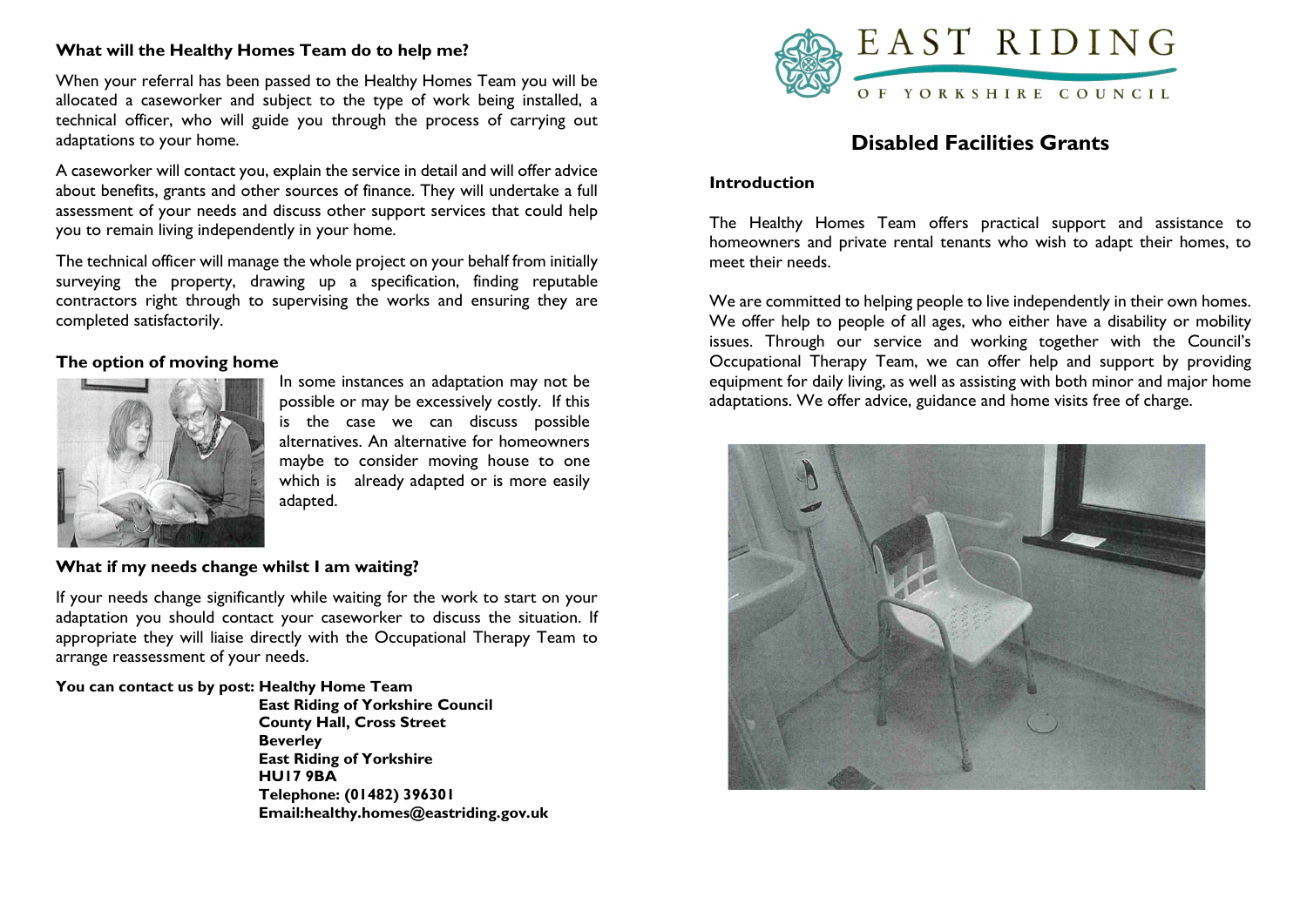## What will the Healthy Homes Team do to help me?

When your referral has been passed to the Healthy Homes Team you will be allocated a caseworker and subject to the type of work being installed, a technical officer, who will guide you through the process of carrying out adaptations to your home.

A caseworker will contact you, explain the service in detail and will offer advice about benefits, grants and other sources of finance. They will undertake a full assessment of your needs and discuss other support services that could help you to remain living independently in your home.

The technical officer will manage the whole project on your behalf from initially surveying the property, drawing up a specification, finding reputable contractors right through to supervising the works and ensuring they are completed satisfactorily.

## The option of moving home

In some instances an adaptation may not be possible or may be excessively costly. If this is the case we can discuss possible alternatives. An alternative for homeowners maybe to consider moving house to one which is already adapted or is more easily adapted.

## What if my needs change whilst I am waiting?

If your needs change significantly while waiting for the work to start on your adaptation you should contact your caseworker to discuss the situation. If appropriate they will liaise directly with the Occupational Therapy Team to arrange reassessment of your needs.

**You can contact us by post: Healthy Home Team**
**East Riding of Yorkshire Council**
**County Hall, Cross Street**
**Beverley**
**East Riding of Yorkshire**
**HU17 9BA**
**Telephone: (01482) 396301**
**Email:healthy.homes@eastriding.gov.uk**

EAST RIDING OF YORKSHIRE COUNCIL

# Disabled Facilities Grants

## Introduction

The Healthy Homes Team offers practical support and assistance to homeowners and private rental tenants who wish to adapt their homes, to meet their needs.

We are committed to helping people to live independently in their own homes. We offer help to people of all ages, who either have a disability or mobility issues. Through our service and working together with the Council's Occupational Therapy Team, we can offer help and support by providing equipment for daily living, as well as assisting with both minor and major home adaptations. We offer advice, guidance and home visits free of charge.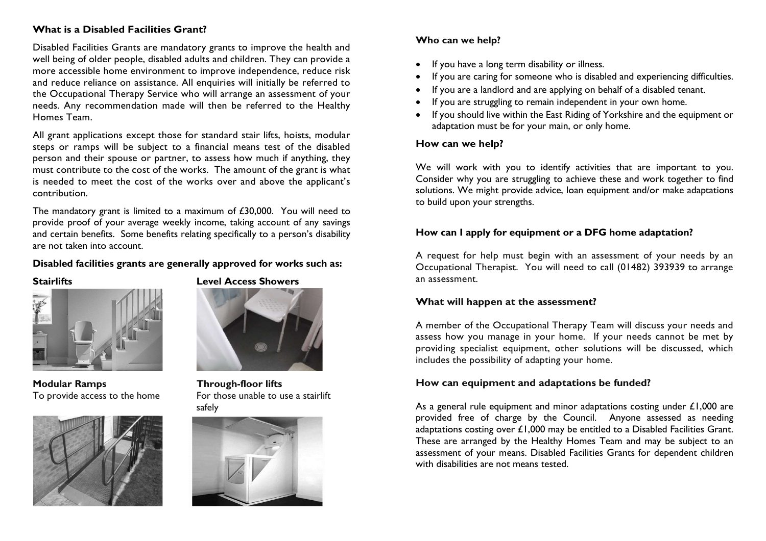### What is a Disabled Facilities Grant?

Disabled Facilities Grants are mandatory grants to improve the health and well being of older people, disabled adults and children. They can provide a more accessible home environment to improve independence, reduce risk and reduce reliance on assistance. All enquiries will initially be referred to the Occupational Therapy Service who will arrange an assessment of your needs. Any recommendation made will then be referred to the Healthy Homes Team.

All grant applications except those for standard stair lifts, hoists, modular steps or ramps will be subject to a financial means test of the disabled person and their spouse or partner, to assess how much if anything, they must contribute to the cost of the works. The amount of the grant is what is needed to meet the cost of the works over and above the applicant's contribution.

The mandatory grant is limited to a maximum of £30,000. You will need to provide proof of your average weekly income, taking account of any savings and certain benefits. Some benefits relating specifically to a person's disability are not taken into account.

### Disabled facilities grants are generally approved for works such as:

**Stairlifts**

**Level Access Showers**

**Modular Ramps**
To provide access to the home

**Through-floor lifts**
For those unable to use a stairlift safely

### Who can we help?

- If you have a long term disability or illness.
- If you are caring for someone who is disabled and experiencing difficulties.
- If you are a landlord and are applying on behalf of a disabled tenant.
- If you are struggling to remain independent in your own home.
- If you should live within the East Riding of Yorkshire and the equipment or adaptation must be for your main, or only home.

### How can we help?

We will work with you to identify activities that are important to you. Consider why you are struggling to achieve these and work together to find solutions. We might provide advice, loan equipment and/or make adaptations to build upon your strengths.

### How can I apply for equipment or a DFG home adaptation?

A request for help must begin with an assessment of your needs by an Occupational Therapist. You will need to call (01482) 393939 to arrange an assessment.

### What will happen at the assessment?

A member of the Occupational Therapy Team will discuss your needs and assess how you manage in your home. If your needs cannot be met by providing specialist equipment, other solutions will be discussed, which includes the possibility of adapting your home.

### How can equipment and adaptations be funded?

As a general rule equipment and minor adaptations costing under £1,000 are provided free of charge by the Council. Anyone assessed as needing adaptations costing over £1,000 may be entitled to a Disabled Facilities Grant. These are arranged by the Healthy Homes Team and may be subject to an assessment of your means. Disabled Facilities Grants for dependent children with disabilities are not means tested.